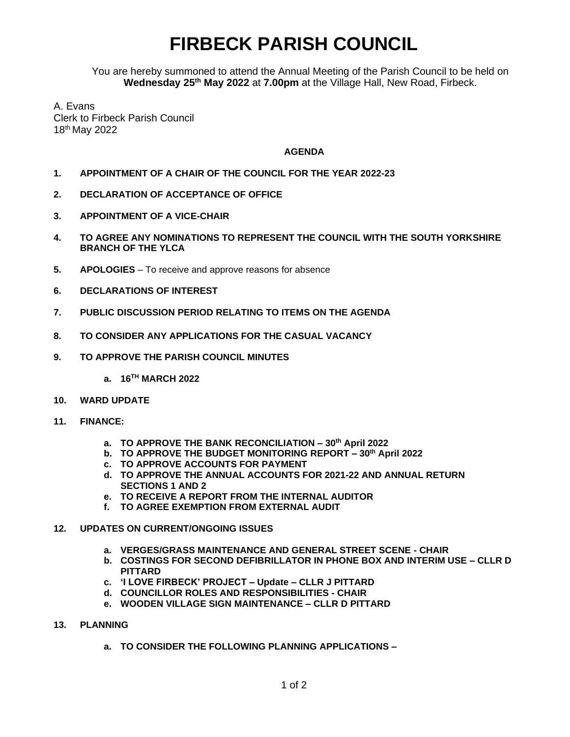# FIRBECK PARISH COUNCIL

You are hereby summoned to attend the Annual Meeting of the Parish Council to be held on **Wednesday 25th May 2022** at **7.00pm** at the Village Hall, New Road, Firbeck.

A. Evans
Clerk to Firbeck Parish Council
18th May 2022

**AGENDA**

**1. APPOINTMENT OF A CHAIR OF THE COUNCIL FOR THE YEAR 2022-23**

**2. DECLARATION OF ACCEPTANCE OF OFFICE**

**3. APPOINTMENT OF A VICE-CHAIR**

**4. TO AGREE ANY NOMINATIONS TO REPRESENT THE COUNCIL WITH THE SOUTH YORKSHIRE BRANCH OF THE YLCA**

**5. APOLOGIES** – To receive and approve reasons for absence

**6. DECLARATIONS OF INTEREST**

**7. PUBLIC DISCUSSION PERIOD RELATING TO ITEMS ON THE AGENDA**

**8. TO CONSIDER ANY APPLICATIONS FOR THE CASUAL VACANCY**

**9. TO APPROVE THE PARISH COUNCIL MINUTES**

- **a. 16TH MARCH 2022**

**10. WARD UPDATE**

**11. FINANCE:**

- **a. TO APPROVE THE BANK RECONCILIATION – 30th April 2022**
- **b. TO APPROVE THE BUDGET MONITORING REPORT – 30th April 2022**
- **c. TO APPROVE ACCOUNTS FOR PAYMENT**
- **d. TO APPROVE THE ANNUAL ACCOUNTS FOR 2021-22 AND ANNUAL RETURN SECTIONS 1 AND 2**
- **e. TO RECEIVE A REPORT FROM THE INTERNAL AUDITOR**
- **f. TO AGREE EXEMPTION FROM EXTERNAL AUDIT**

**12. UPDATES ON CURRENT/ONGOING ISSUES**

- **a. VERGES/GRASS MAINTENANCE AND GENERAL STREET SCENE - CHAIR**
- **b. COSTINGS FOR SECOND DEFIBRILLATOR IN PHONE BOX AND INTERIM USE – CLLR D PITTARD**
- **c. 'I LOVE FIRBECK' PROJECT – Update – CLLR J PITTARD**
- **d. COUNCILLOR ROLES AND RESPONSIBILITIES - CHAIR**
- **e. WOODEN VILLAGE SIGN MAINTENANCE – CLLR D PITTARD**

**13. PLANNING**

- **a. TO CONSIDER THE FOLLOWING PLANNING APPLICATIONS –**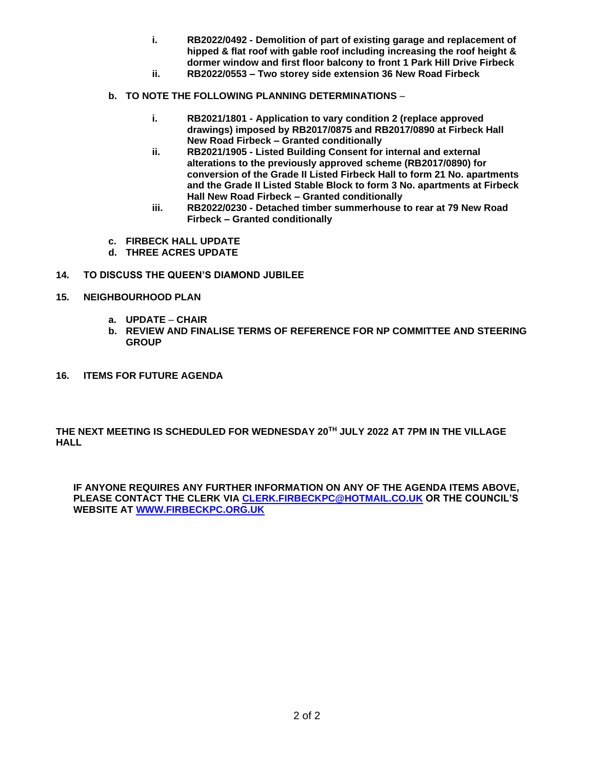i. **RB2022/0492 - Demolition of part of existing garage and replacement of hipped & flat roof with gable roof including increasing the roof height & dormer window and first floor balcony to front 1 Park Hill Drive Firbeck**

ii. **RB2022/0553 – Two storey side extension 36 New Road Firbeck**

**b. TO NOTE THE FOLLOWING PLANNING DETERMINATIONS** –

i. **RB2021/1801 - Application to vary condition 2 (replace approved drawings) imposed by RB2017/0875 and RB2017/0890 at Firbeck Hall New Road Firbeck – Granted conditionally**

ii. **RB2021/1905 - Listed Building Consent for internal and external alterations to the previously approved scheme (RB2017/0890) for conversion of the Grade II Listed Firbeck Hall to form 21 No. apartments and the Grade II Listed Stable Block to form 3 No. apartments at Firbeck Hall New Road Firbeck – Granted conditionally**

iii. **RB2022/0230 - Detached timber summerhouse to rear at 79 New Road Firbeck – Granted conditionally**

**c. FIRBECK HALL UPDATE**

**d. THREE ACRES UPDATE**

**14. TO DISCUSS THE QUEEN'S DIAMOND JUBILEE**

**15. NEIGHBOURHOOD PLAN**

**a. UPDATE** – **CHAIR**

**b. REVIEW AND FINALISE TERMS OF REFERENCE FOR NP COMMITTEE AND STEERING GROUP**

**16. ITEMS FOR FUTURE AGENDA**

**THE NEXT MEETING IS SCHEDULED FOR WEDNESDAY 20TH JULY 2022 AT 7PM IN THE VILLAGE HALL**

**IF ANYONE REQUIRES ANY FURTHER INFORMATION ON ANY OF THE AGENDA ITEMS ABOVE, PLEASE CONTACT THE CLERK VIA CLERK.FIRBECKPC@HOTMAIL.CO.UK OR THE COUNCIL'S WEBSITE AT WWW.FIRBECKPC.ORG.UK**